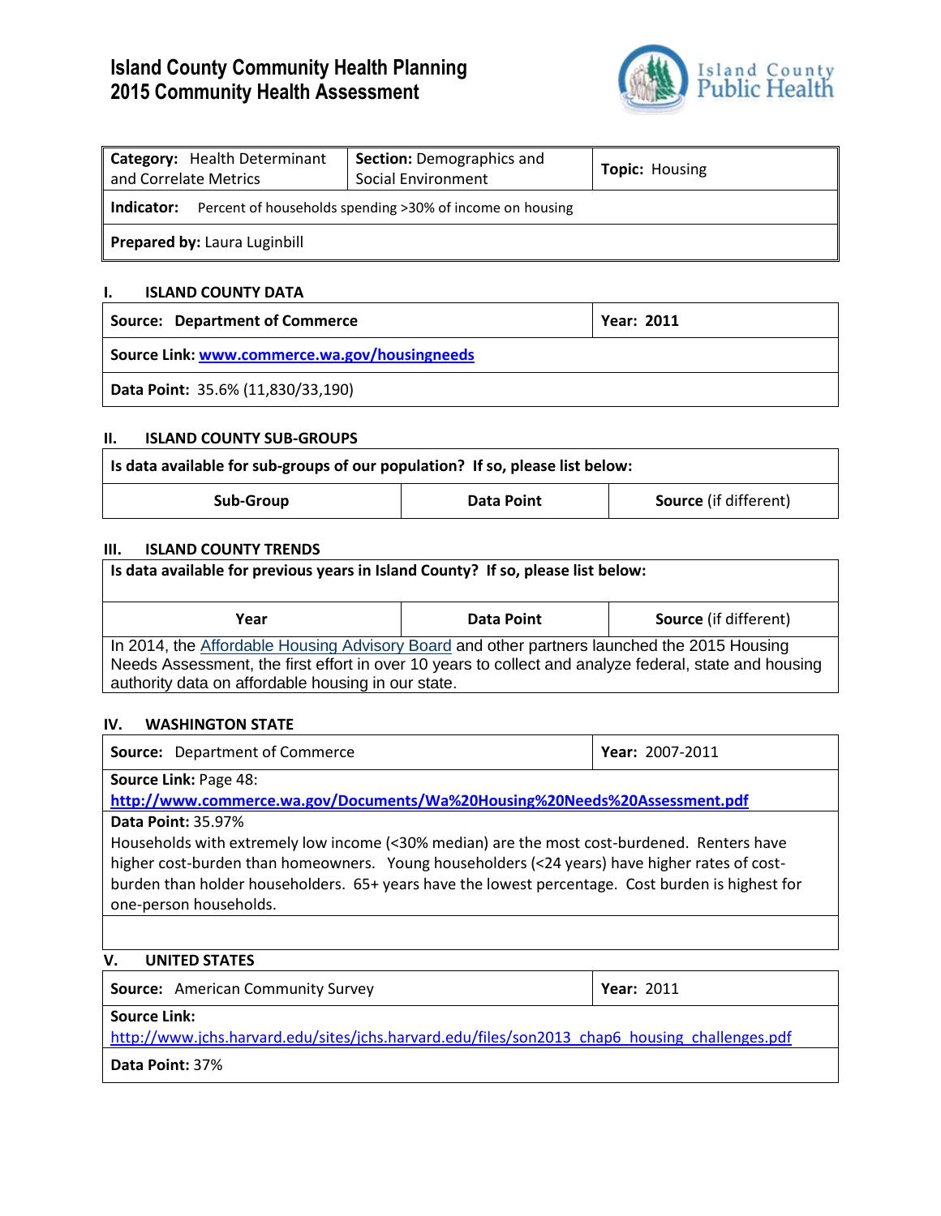# Island County Community Health Planning
# 2015 Community Health Assessment

Island County Public Health

| **Category:** Health Determinant and Correlate Metrics | **Section:** Demographics and Social Environment | **Topic:** Housing |
|---|---|---|
| **Indicator:** Percent of households spending >30% of income on housing | | |
| **Prepared by:** Laura Luginbill | | |

## I. ISLAND COUNTY DATA

| **Source: Department of Commerce** | **Year: 2011** |
|---|---|
| **Source Link: [www.commerce.wa.gov/housingneeds](www.commerce.wa.gov/housingneeds)** | |
| **Data Point:** 35.6% (11,830/33,190) | |

## II. ISLAND COUNTY SUB-GROUPS

**Is data available for sub-groups of our population? If so, please list below:**

| **Sub-Group** | **Data Point** | **Source** (if different) |
|---|---|---|

## III. ISLAND COUNTY TRENDS

**Is data available for previous years in Island County? If so, please list below:**

| **Year** | **Data Point** | **Source** (if different) |
|---|---|---|
| In 2014, the Affordable Housing Advisory Board and other partners launched the 2015 Housing Needs Assessment, the first effort in over 10 years to collect and analyze federal, state and housing authority data on affordable housing in our state. | | |

## IV. WASHINGTON STATE

| **Source:** Department of Commerce | **Year:** 2007-2011 |
|---|---|
| **Source Link:** Page 48: **[http://www.commerce.wa.gov/Documents/Wa%20Housing%20Needs%20Assessment.pdf](http://www.commerce.wa.gov/Documents/Wa%20Housing%20Needs%20Assessment.pdf)** | |
| **Data Point:** 35.97% Households with extremely low income (<30% median) are the most cost-burdened. Renters have higher cost-burden than homeowners. Young householders (<24 years) have higher rates of cost-burden than holder householders. 65+ years have the lowest percentage. Cost burden is highest for one-person households. | |

## V. UNITED STATES

| **Source:** American Community Survey | **Year:** 2011 |
|---|---|
| **Source Link:** [http://www.jchs.harvard.edu/sites/jchs.harvard.edu/files/son2013_chap6_housing_challenges.pdf](http://www.jchs.harvard.edu/sites/jchs.harvard.edu/files/son2013_chap6_housing_challenges.pdf) | |
| **Data Point:** 37% | |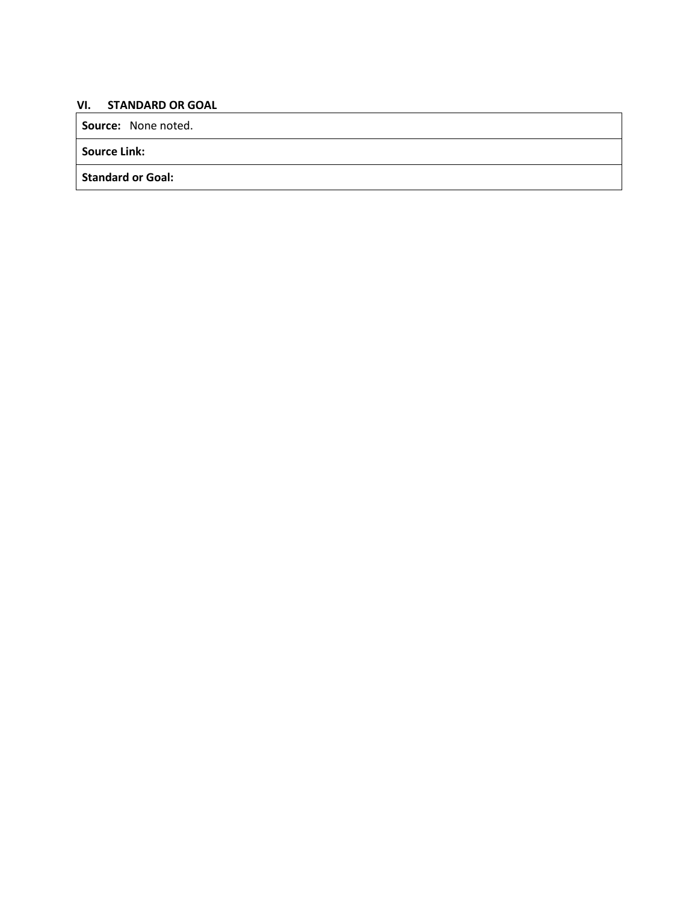## VI. STANDARD OR GOAL

| | |
|---|---|
| **Source:** None noted. | |
| **Source Link:** | |
| **Standard or Goal:** | |